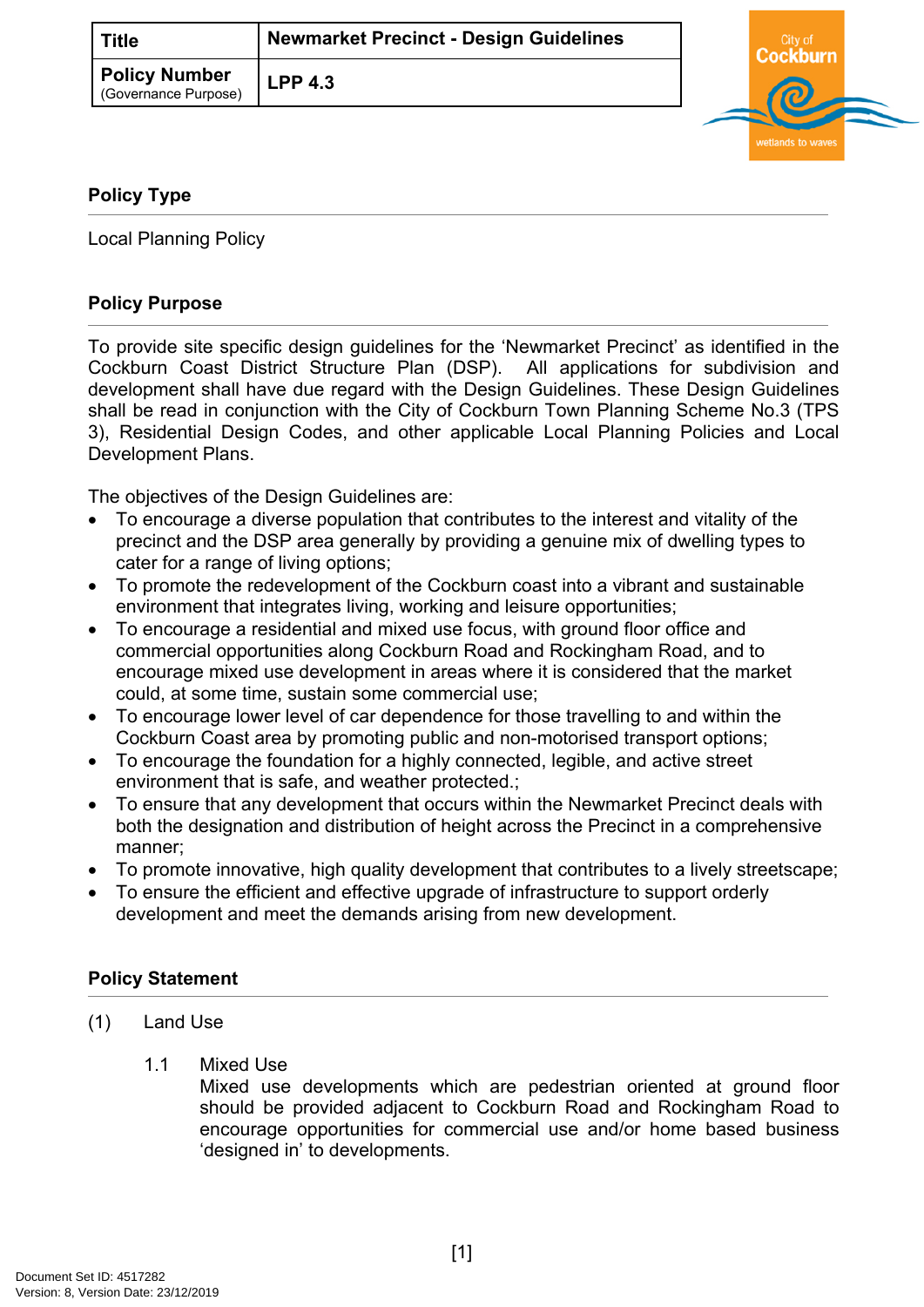| Title | Newmarket Precinct - Design Guidelines |
|---|---|
| Policy Number (Governance Purpose) | LPP 4.3 |

## Policy Type

Local Planning Policy

## Policy Purpose

To provide site specific design guidelines for the 'Newmarket Precinct' as identified in the Cockburn Coast District Structure Plan (DSP). All applications for subdivision and development shall have due regard with the Design Guidelines. These Design Guidelines shall be read in conjunction with the City of Cockburn Town Planning Scheme No.3 (TPS 3), Residential Design Codes, and other applicable Local Planning Policies and Local Development Plans.

The objectives of the Design Guidelines are:

- To encourage a diverse population that contributes to the interest and vitality of the precinct and the DSP area generally by providing a genuine mix of dwelling types to cater for a range of living options;
- To promote the redevelopment of the Cockburn coast into a vibrant and sustainable environment that integrates living, working and leisure opportunities;
- To encourage a residential and mixed use focus, with ground floor office and commercial opportunities along Cockburn Road and Rockingham Road, and to encourage mixed use development in areas where it is considered that the market could, at some time, sustain some commercial use;
- To encourage lower level of car dependence for those travelling to and within the Cockburn Coast area by promoting public and non-motorised transport options;
- To encourage the foundation for a highly connected, legible, and active street environment that is safe, and weather protected.;
- To ensure that any development that occurs within the Newmarket Precinct deals with both the designation and distribution of height across the Precinct in a comprehensive manner;
- To promote innovative, high quality development that contributes to a lively streetscape;
- To ensure the efficient and effective upgrade of infrastructure to support orderly development and meet the demands arising from new development.

## Policy Statement

(1) Land Use

1.1 Mixed Use

Mixed use developments which are pedestrian oriented at ground floor should be provided adjacent to Cockburn Road and Rockingham Road to encourage opportunities for commercial use and/or home based business 'designed in' to developments.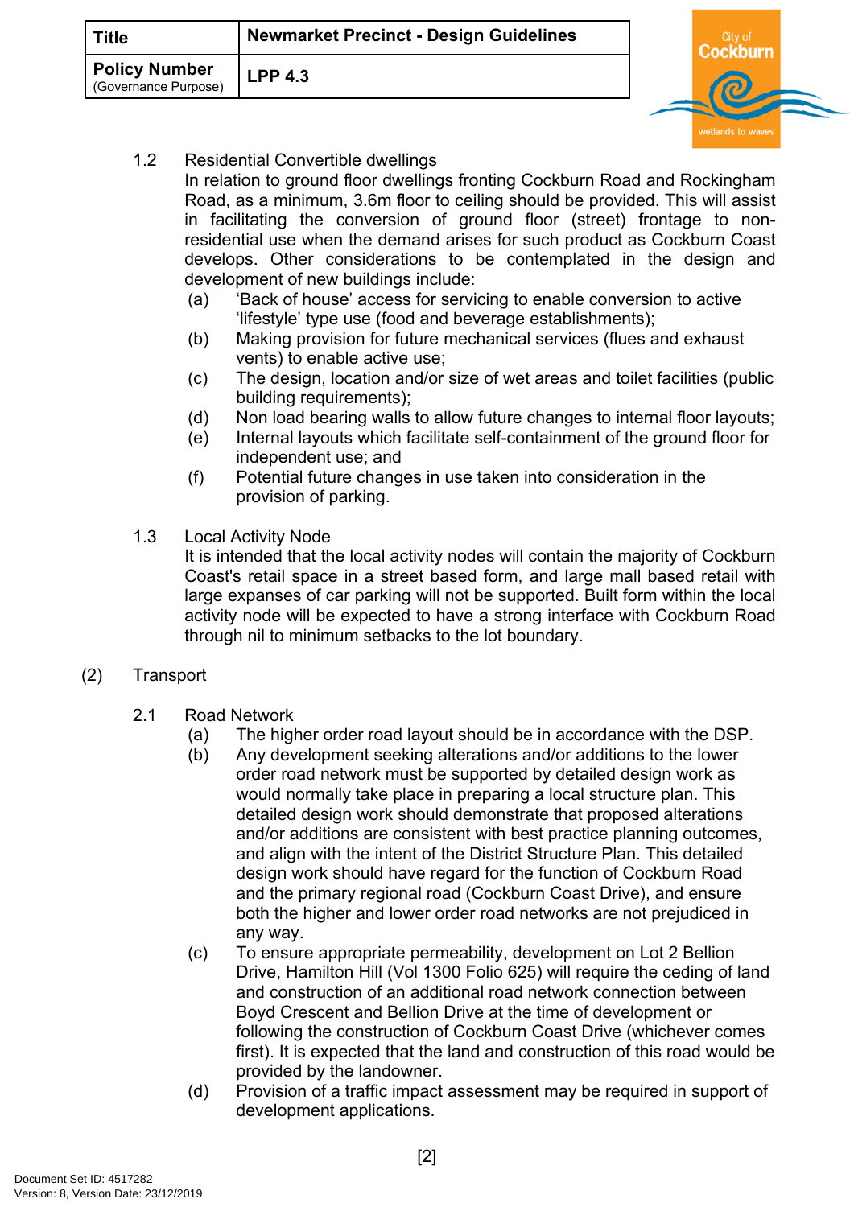1.2 Residential Convertible dwellings

In relation to ground floor dwellings fronting Cockburn Road and Rockingham Road, as a minimum, 3.6m floor to ceiling should be provided. This will assist in facilitating the conversion of ground floor (street) frontage to non-residential use when the demand arises for such product as Cockburn Coast develops. Other considerations to be contemplated in the design and development of new buildings include:

(a) 'Back of house' access for servicing to enable conversion to active 'lifestyle' type use (food and beverage establishments);

(b) Making provision for future mechanical services (flues and exhaust vents) to enable active use;

(c) The design, location and/or size of wet areas and toilet facilities (public building requirements);

(d) Non load bearing walls to allow future changes to internal floor layouts;

(e) Internal layouts which facilitate self-containment of the ground floor for independent use; and

(f) Potential future changes in use taken into consideration in the provision of parking.

1.3 Local Activity Node

It is intended that the local activity nodes will contain the majority of Cockburn Coast's retail space in a street based form, and large mall based retail with large expanses of car parking will not be supported. Built form within the local activity node will be expected to have a strong interface with Cockburn Road through nil to minimum setbacks to the lot boundary.

(2) Transport

2.1 Road Network

(a) The higher order road layout should be in accordance with the DSP.

(b) Any development seeking alterations and/or additions to the lower order road network must be supported by detailed design work as would normally take place in preparing a local structure plan. This detailed design work should demonstrate that proposed alterations and/or additions are consistent with best practice planning outcomes, and align with the intent of the District Structure Plan. This detailed design work should have regard for the function of Cockburn Road and the primary regional road (Cockburn Coast Drive), and ensure both the higher and lower order road networks are not prejudiced in any way.

(c) To ensure appropriate permeability, development on Lot 2 Bellion Drive, Hamilton Hill (Vol 1300 Folio 625) will require the ceding of land and construction of an additional road network connection between Boyd Crescent and Bellion Drive at the time of development or following the construction of Cockburn Coast Drive (whichever comes first). It is expected that the land and construction of this road would be provided by the landowner.

(d) Provision of a traffic impact assessment may be required in support of development applications.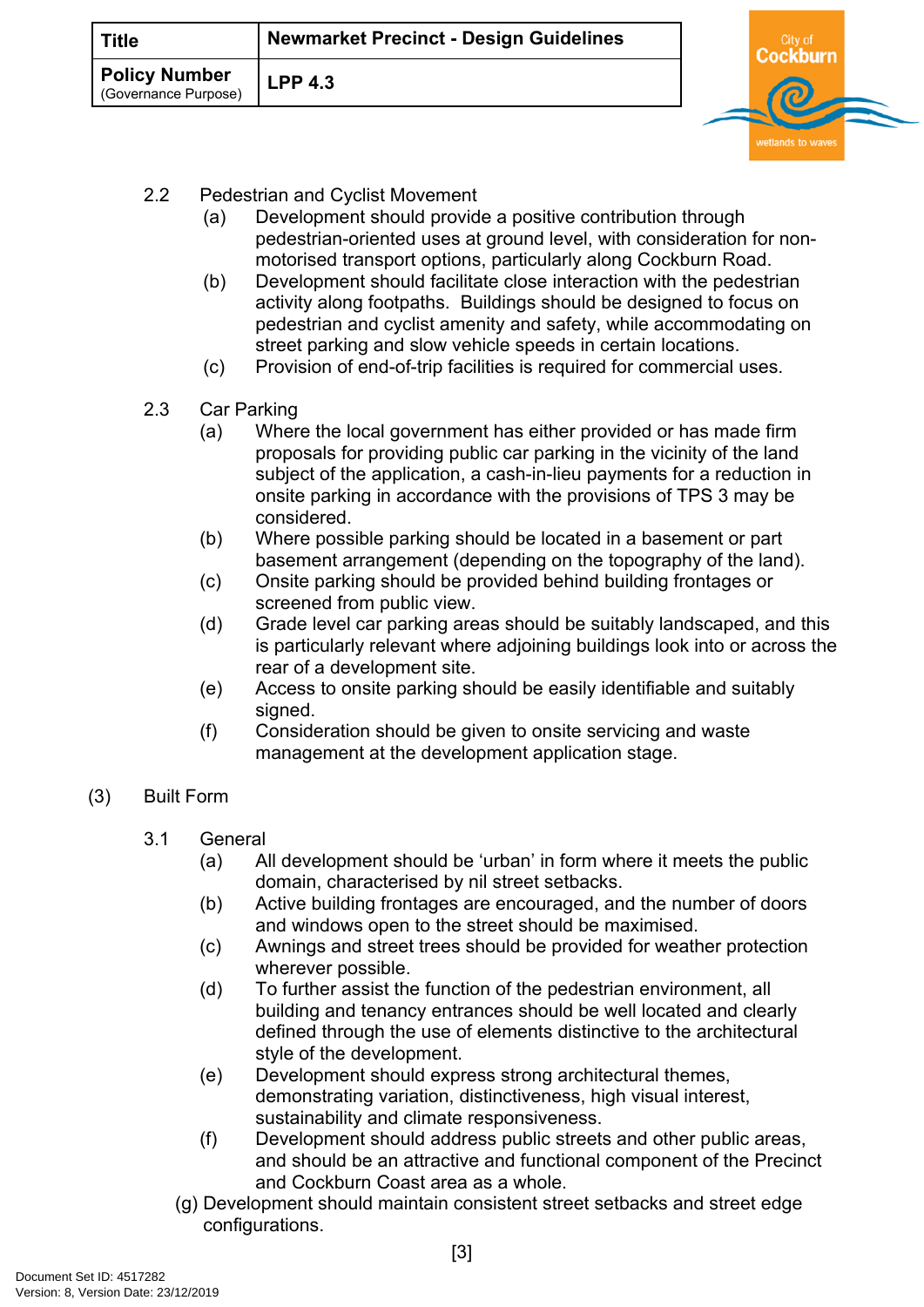2.2 Pedestrian and Cyclist Movement

(a) Development should provide a positive contribution through pedestrian-oriented uses at ground level, with consideration for non-motorised transport options, particularly along Cockburn Road.

(b) Development should facilitate close interaction with the pedestrian activity along footpaths. Buildings should be designed to focus on pedestrian and cyclist amenity and safety, while accommodating on street parking and slow vehicle speeds in certain locations.

(c) Provision of end-of-trip facilities is required for commercial uses.

2.3 Car Parking

(a) Where the local government has either provided or has made firm proposals for providing public car parking in the vicinity of the land subject of the application, a cash-in-lieu payments for a reduction in onsite parking in accordance with the provisions of TPS 3 may be considered.

(b) Where possible parking should be located in a basement or part basement arrangement (depending on the topography of the land).

(c) Onsite parking should be provided behind building frontages or screened from public view.

(d) Grade level car parking areas should be suitably landscaped, and this is particularly relevant where adjoining buildings look into or across the rear of a development site.

(e) Access to onsite parking should be easily identifiable and suitably signed.

(f) Consideration should be given to onsite servicing and waste management at the development application stage.

(3) Built Form

3.1 General

(a) All development should be 'urban' in form where it meets the public domain, characterised by nil street setbacks.

(b) Active building frontages are encouraged, and the number of doors and windows open to the street should be maximised.

(c) Awnings and street trees should be provided for weather protection wherever possible.

(d) To further assist the function of the pedestrian environment, all building and tenancy entrances should be well located and clearly defined through the use of elements distinctive to the architectural style of the development.

(e) Development should express strong architectural themes, demonstrating variation, distinctiveness, high visual interest, sustainability and climate responsiveness.

(f) Development should address public streets and other public areas, and should be an attractive and functional component of the Precinct and Cockburn Coast area as a whole.

(g) Development should maintain consistent street setbacks and street edge configurations.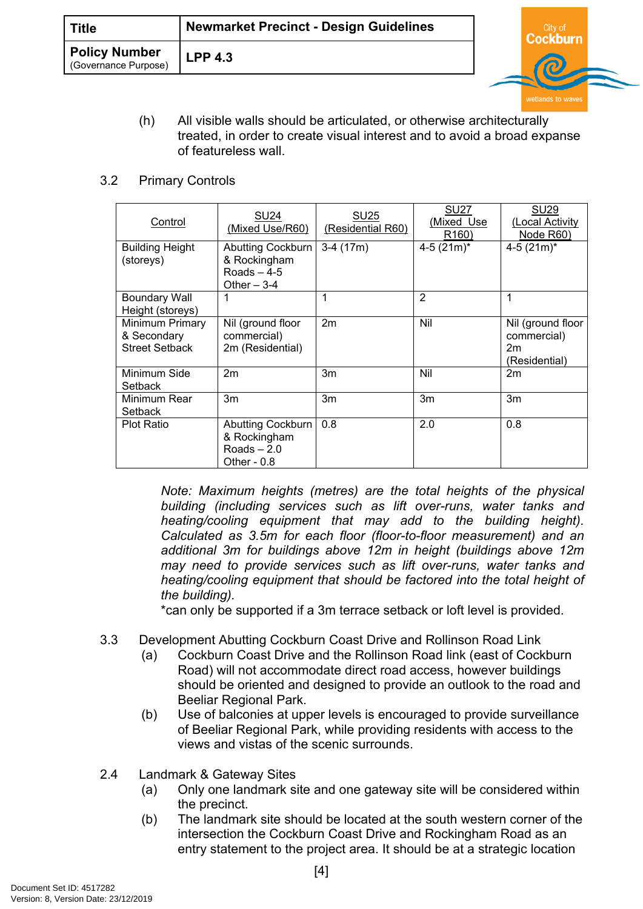(h) All visible walls should be articulated, or otherwise architecturally treated, in order to create visual interest and to avoid a broad expanse of featureless wall.

3.2 Primary Controls

| Control | SU24 (Mixed Use/R60) | SU25 (Residential R60) | SU27 (Mixed Use R160) | SU29 (Local Activity Node R60) |
|---|---|---|---|---|
| Building Height (storeys) | Abutting Cockburn & Rockingham Roads – 4-5<br>Other – 3-4 | 3-4 (17m) | 4-5 (21m)* | 4-5 (21m)* |
| Boundary Wall Height (storeys) | 1 | 1 | 2 | 1 |
| Minimum Primary & Secondary Street Setback | Nil (ground floor commercial)<br>2m (Residential) | 2m | Nil | Nil (ground floor commercial)<br>2m (Residential) |
| Minimum Side Setback | 2m | 3m | Nil | 2m |
| Minimum Rear Setback | 3m | 3m | 3m | 3m |
| Plot Ratio | Abutting Cockburn & Rockingham Roads – 2.0<br>Other - 0.8 | 0.8 | 2.0 | 0.8 |

*Note: Maximum heights (metres) are the total heights of the physical building (including services such as lift over-runs, water tanks and heating/cooling equipment that may add to the building height). Calculated as 3.5m for each floor (floor-to-floor measurement) and an additional 3m for buildings above 12m in height (buildings above 12m may need to provide services such as lift over-runs, water tanks and heating/cooling equipment that should be factored into the total height of the building).*

*can only be supported if a 3m terrace setback or loft level is provided.

3.3 Development Abutting Cockburn Coast Drive and Rollinson Road Link

(a) Cockburn Coast Drive and the Rollinson Road link (east of Cockburn Road) will not accommodate direct road access, however buildings should be oriented and designed to provide an outlook to the road and Beeliar Regional Park.

(b) Use of balconies at upper levels is encouraged to provide surveillance of Beeliar Regional Park, while providing residents with access to the views and vistas of the scenic surrounds.

2.4 Landmark & Gateway Sites

(a) Only one landmark site and one gateway site will be considered within the precinct.

(b) The landmark site should be located at the south western corner of the intersection the Cockburn Coast Drive and Rockingham Road as an entry statement to the project area. It should be at a strategic location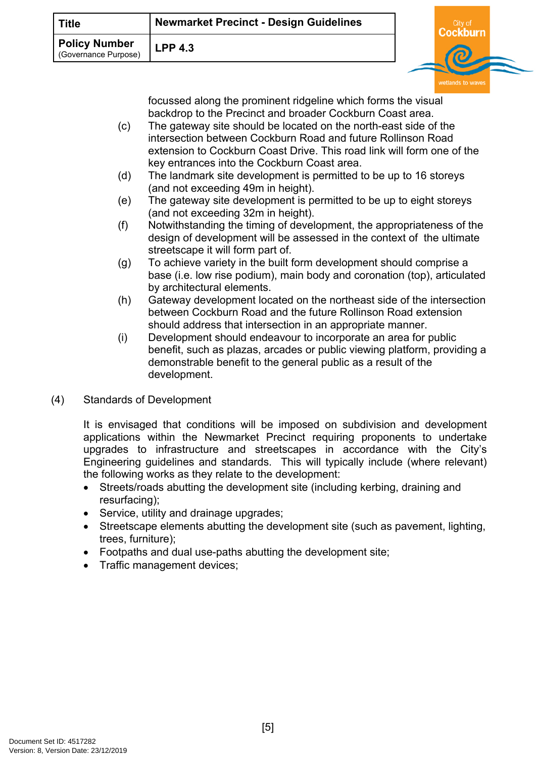focussed along the prominent ridgeline which forms the visual backdrop to the Precinct and broader Cockburn Coast area.

(c) The gateway site should be located on the north-east side of the intersection between Cockburn Road and future Rollinson Road extension to Cockburn Coast Drive. This road link will form one of the key entrances into the Cockburn Coast area.

(d) The landmark site development is permitted to be up to 16 storeys (and not exceeding 49m in height).

(e) The gateway site development is permitted to be up to eight storeys (and not exceeding 32m in height).

(f) Notwithstanding the timing of development, the appropriateness of the design of development will be assessed in the context of the ultimate streetscape it will form part of.

(g) To achieve variety in the built form development should comprise a base (i.e. low rise podium), main body and coronation (top), articulated by architectural elements.

(h) Gateway development located on the northeast side of the intersection between Cockburn Road and the future Rollinson Road extension should address that intersection in an appropriate manner.

(i) Development should endeavour to incorporate an area for public benefit, such as plazas, arcades or public viewing platform, providing a demonstrable benefit to the general public as a result of the development.

(4) Standards of Development

It is envisaged that conditions will be imposed on subdivision and development applications within the Newmarket Precinct requiring proponents to undertake upgrades to infrastructure and streetscapes in accordance with the City's Engineering guidelines and standards. This will typically include (where relevant) the following works as they relate to the development:

- Streets/roads abutting the development site (including kerbing, draining and resurfacing);
- Service, utility and drainage upgrades;
- Streetscape elements abutting the development site (such as pavement, lighting, trees, furniture);
- Footpaths and dual use-paths abutting the development site;
- Traffic management devices;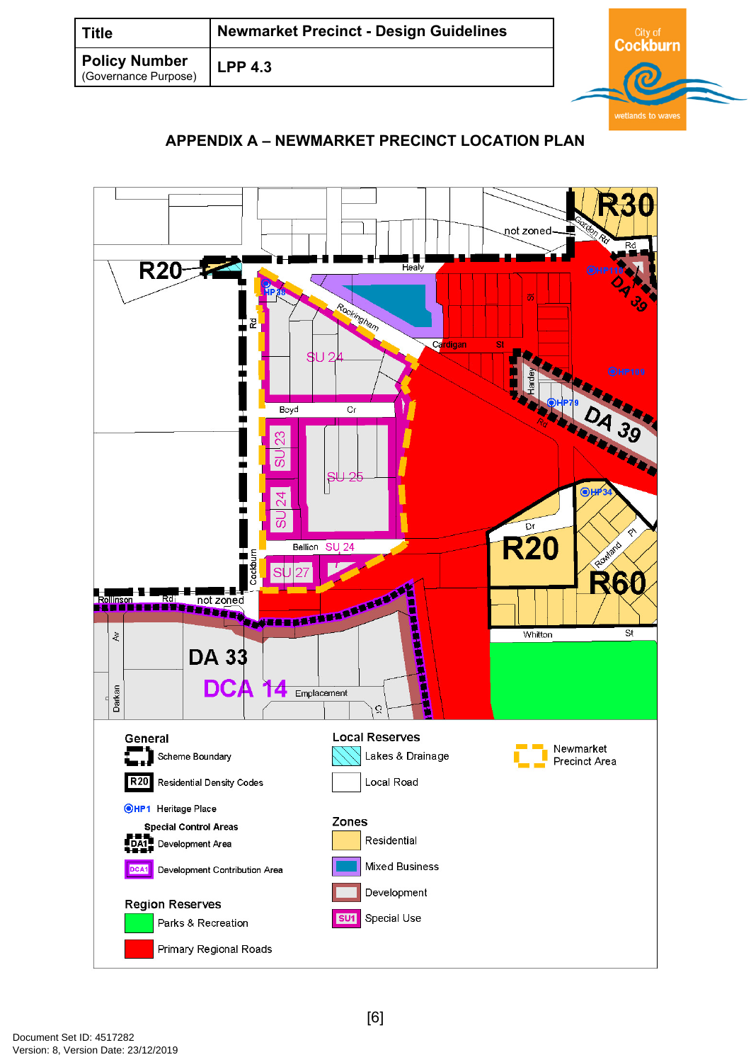| Title | Newmarket Precinct - Design Guidelines |
| --- | --- |
| Policy Number (Governance Purpose) | LPP 4.3 |

## APPENDIX A – NEWMARKET PRECINCT LOCATION PLAN

**General**
- Scheme Boundary
- R20 Residential Density Codes
- HP1 Heritage Place

**Special Control Areas**
- DA1 Development Area
- DCA1 Development Contribution Area

**Region Reserves**
- Parks & Recreation
- Primary Regional Roads

**Local Reserves**
- Lakes & Drainage
- Local Road

**Zones**
- Residential
- Mixed Business
- Development
- SU1 Special Use

Newmarket Precinct Area

Document Set ID: 4517282
Version: 8, Version Date: 23/12/2019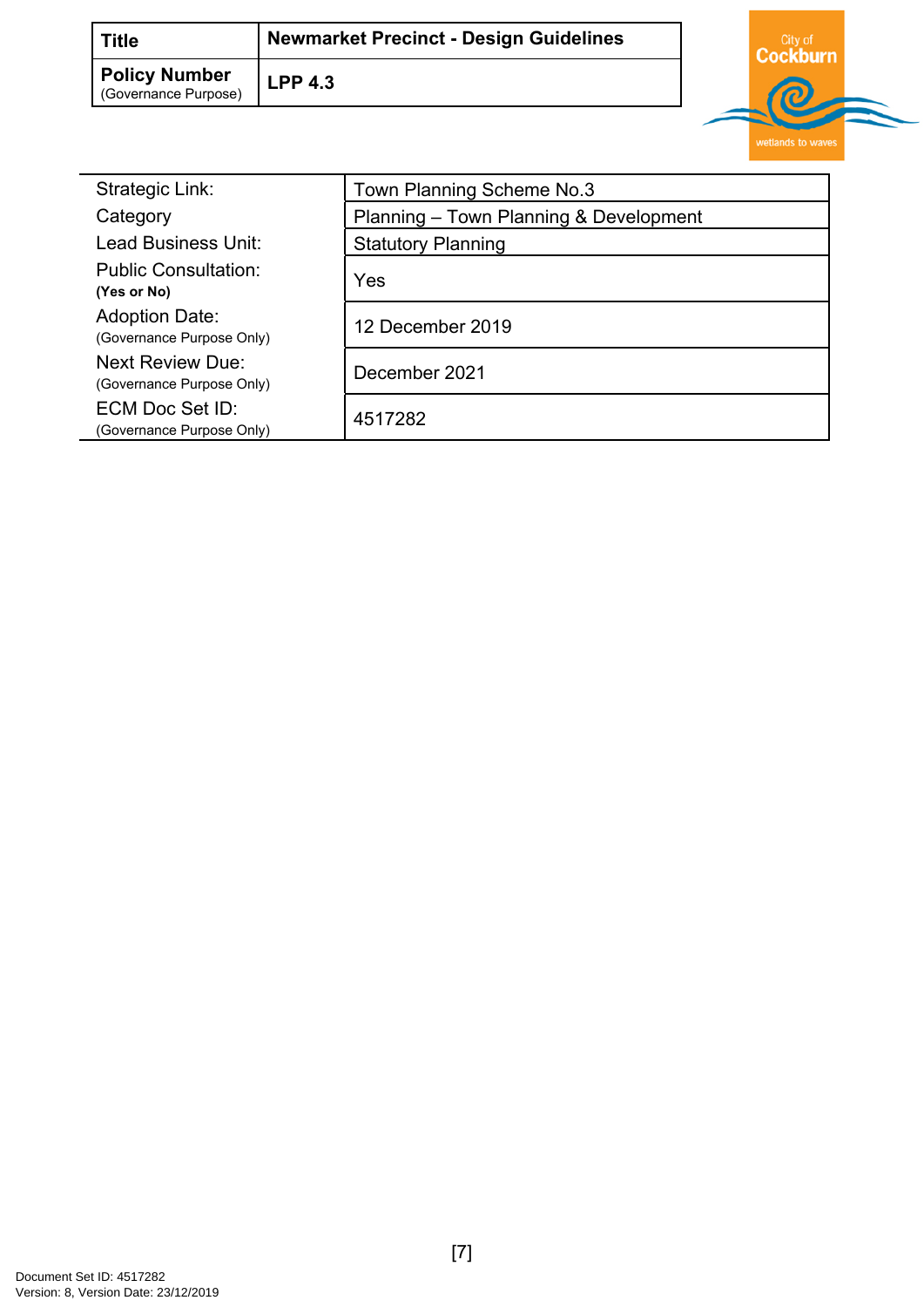| | |
|---|---|
| **Title** | **Newmarket Precinct - Design Guidelines** |
| **Policy Number** (Governance Purpose) | **LPP 4.3** |

| | |
|---|---|
| Strategic Link: | Town Planning Scheme No.3 |
| Category | Planning – Town Planning & Development |
| Lead Business Unit: | Statutory Planning |
| Public Consultation: **(Yes or No)** | Yes |
| Adoption Date: (Governance Purpose Only) | 12 December 2019 |
| Next Review Due: (Governance Purpose Only) | December 2021 |
| ECM Doc Set ID: (Governance Purpose Only) | 4517282 |

Document Set ID: 4517282
Version: 8, Version Date: 23/12/2019